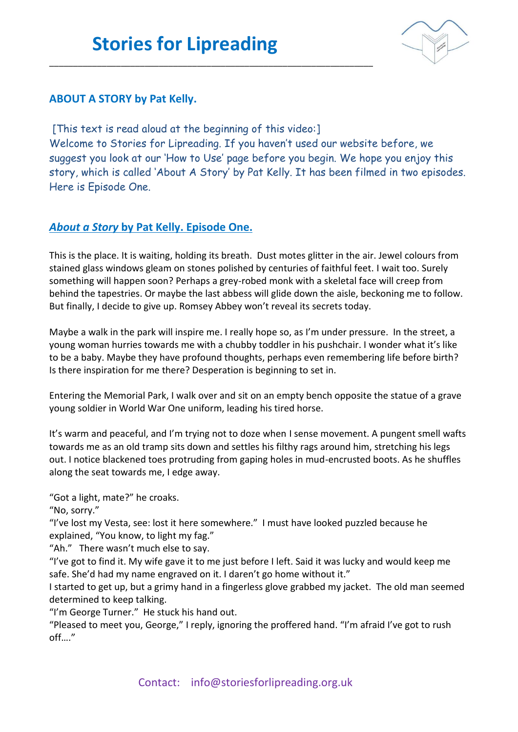# Stories for Lipreading

## ABOUT A STORY by Pat Kelly.

[This text is read aloud at the beginning of this video:]
Welcome to Stories for Lipreading. If you haven't used our website before, we suggest you look at our 'How to Use' page before you begin. We hope you enjoy this story, which is called 'About A Story' by Pat Kelly. It has been filmed in two episodes. Here is Episode One.

## *About a Story* by Pat Kelly. Episode One.

This is the place. It is waiting, holding its breath. Dust motes glitter in the air. Jewel colours from stained glass windows gleam on stones polished by centuries of faithful feet. I wait too. Surely something will happen soon? Perhaps a grey-robed monk with a skeletal face will creep from behind the tapestries. Or maybe the last abbess will glide down the aisle, beckoning me to follow. But finally, I decide to give up. Romsey Abbey won't reveal its secrets today.

Maybe a walk in the park will inspire me. I really hope so, as I'm under pressure. In the street, a young woman hurries towards me with a chubby toddler in his pushchair. I wonder what it's like to be a baby. Maybe they have profound thoughts, perhaps even remembering life before birth? Is there inspiration for me there? Desperation is beginning to set in.

Entering the Memorial Park, I walk over and sit on an empty bench opposite the statue of a grave young soldier in World War One uniform, leading his tired horse.

It's warm and peaceful, and I'm trying not to doze when I sense movement. A pungent smell wafts towards me as an old tramp sits down and settles his filthy rags around him, stretching his legs out. I notice blackened toes protruding from gaping holes in mud-encrusted boots. As he shuffles along the seat towards me, I edge away.

"Got a light, mate?" he croaks.
"No, sorry."
"I've lost my Vesta, see: lost it here somewhere." I must have looked puzzled because he explained, "You know, to light my fag."
"Ah." There wasn't much else to say.
"I've got to find it. My wife gave it to me just before I left. Said it was lucky and would keep me safe. She'd had my name engraved on it. I daren't go home without it."
I started to get up, but a grimy hand in a fingerless glove grabbed my jacket. The old man seemed determined to keep talking.
"I'm George Turner." He stuck his hand out.
"Pleased to meet you, George," I reply, ignoring the proffered hand. "I'm afraid I've got to rush off…."

Contact: info@storiesforlipreading.org.uk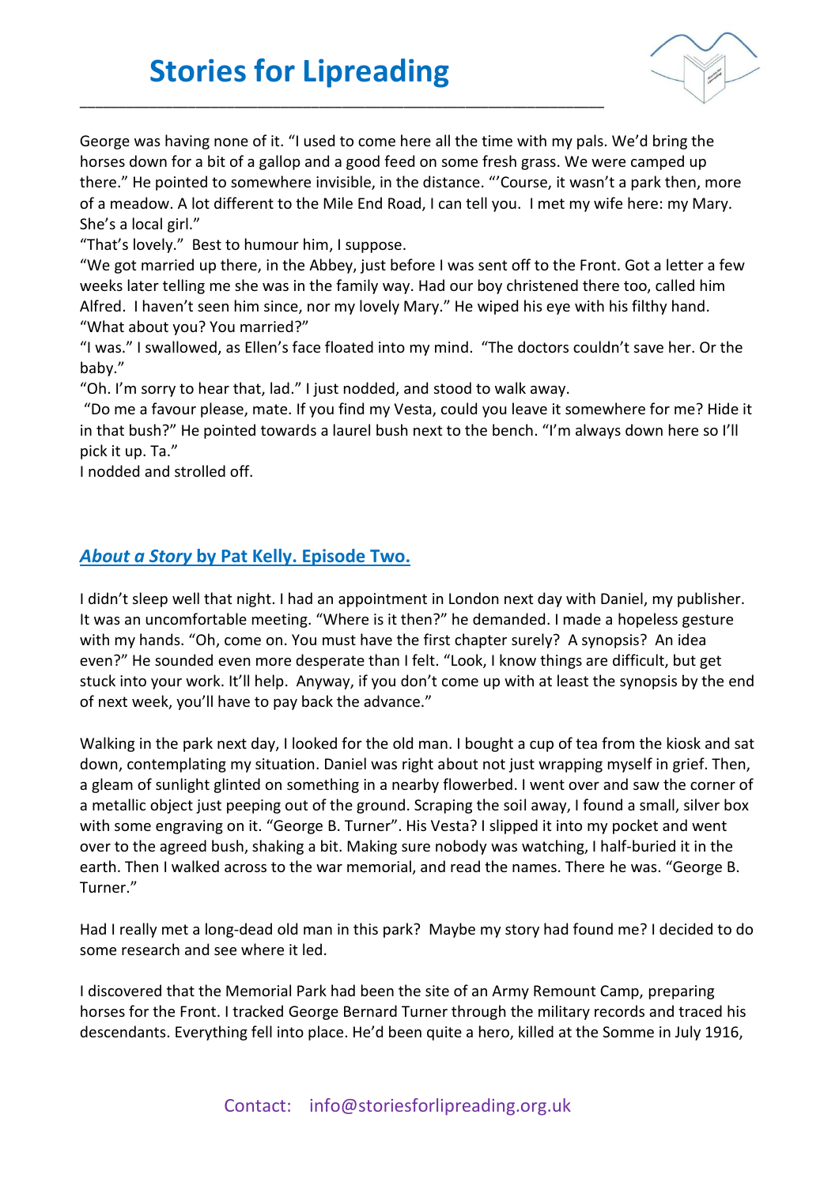George was having none of it. “I used to come here all the time with my pals. We’d bring the horses down for a bit of a gallop and a good feed on some fresh grass. We were camped up there.” He pointed to somewhere invisible, in the distance. “’Course, it wasn’t a park then, more of a meadow. A lot different to the Mile End Road, I can tell you. I met my wife here: my Mary. She’s a local girl.”

“That’s lovely.” Best to humour him, I suppose.

“We got married up there, in the Abbey, just before I was sent off to the Front. Got a letter a few weeks later telling me she was in the family way. Had our boy christened there too, called him Alfred. I haven’t seen him since, nor my lovely Mary.” He wiped his eye with his filthy hand. “What about you? You married?”

“I was.” I swallowed, as Ellen’s face floated into my mind. “The doctors couldn’t save her. Or the baby.”

“Oh. I’m sorry to hear that, lad.” I just nodded, and stood to walk away.

“Do me a favour please, mate. If you find my Vesta, could you leave it somewhere for me? Hide it in that bush?” He pointed towards a laurel bush next to the bench. “I’m always down here so I’ll pick it up. Ta.”

I nodded and strolled off.

## *About a Story* by Pat Kelly. Episode Two.

I didn’t sleep well that night. I had an appointment in London next day with Daniel, my publisher. It was an uncomfortable meeting. “Where is it then?” he demanded. I made a hopeless gesture with my hands. “Oh, come on. You must have the first chapter surely? A synopsis? An idea even?” He sounded even more desperate than I felt. “Look, I know things are difficult, but get stuck into your work. It’ll help. Anyway, if you don’t come up with at least the synopsis by the end of next week, you’ll have to pay back the advance.”

Walking in the park next day, I looked for the old man. I bought a cup of tea from the kiosk and sat down, contemplating my situation. Daniel was right about not just wrapping myself in grief. Then, a gleam of sunlight glinted on something in a nearby flowerbed. I went over and saw the corner of a metallic object just peeping out of the ground. Scraping the soil away, I found a small, silver box with some engraving on it. “George B. Turner”. His Vesta? I slipped it into my pocket and went over to the agreed bush, shaking a bit. Making sure nobody was watching, I half-buried it in the earth. Then I walked across to the war memorial, and read the names. There he was. “George B. Turner.”

Had I really met a long-dead old man in this park? Maybe my story had found me? I decided to do some research and see where it led.

I discovered that the Memorial Park had been the site of an Army Remount Camp, preparing horses for the Front. I tracked George Bernard Turner through the military records and traced his descendants. Everything fell into place. He’d been quite a hero, killed at the Somme in July 1916,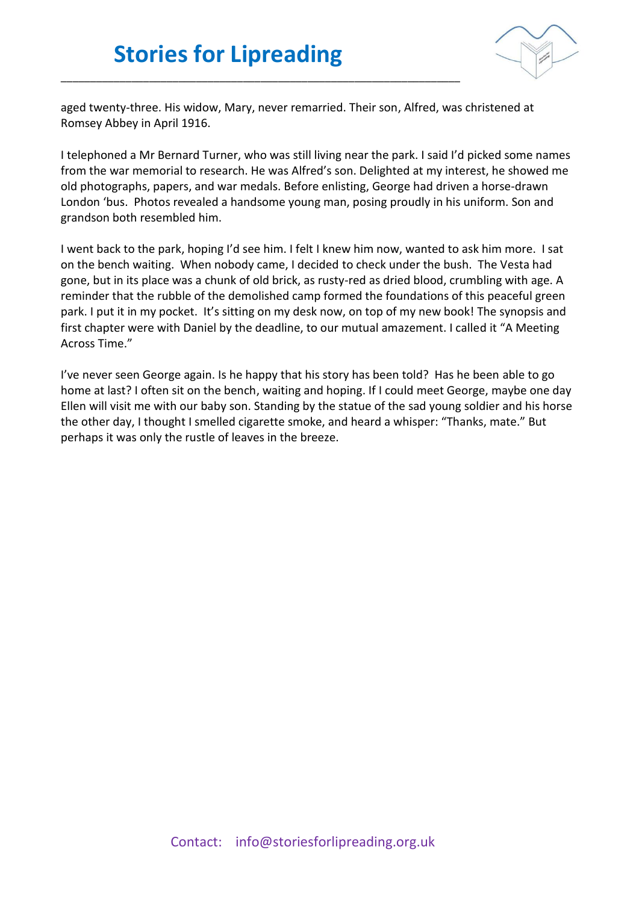aged twenty-three. His widow, Mary, never remarried. Their son, Alfred, was christened at Romsey Abbey in April 1916.

I telephoned a Mr Bernard Turner, who was still living near the park. I said I'd picked some names from the war memorial to research. He was Alfred's son. Delighted at my interest, he showed me old photographs, papers, and war medals. Before enlisting, George had driven a horse-drawn London 'bus. Photos revealed a handsome young man, posing proudly in his uniform. Son and grandson both resembled him.

I went back to the park, hoping I'd see him. I felt I knew him now, wanted to ask him more. I sat on the bench waiting. When nobody came, I decided to check under the bush. The Vesta had gone, but in its place was a chunk of old brick, as rusty-red as dried blood, crumbling with age. A reminder that the rubble of the demolished camp formed the foundations of this peaceful green park. I put it in my pocket. It's sitting on my desk now, on top of my new book! The synopsis and first chapter were with Daniel by the deadline, to our mutual amazement. I called it "A Meeting Across Time."

I've never seen George again. Is he happy that his story has been told? Has he been able to go home at last? I often sit on the bench, waiting and hoping. If I could meet George, maybe one day Ellen will visit me with our baby son. Standing by the statue of the sad young soldier and his horse the other day, I thought I smelled cigarette smoke, and heard a whisper: "Thanks, mate." But perhaps it was only the rustle of leaves in the breeze.